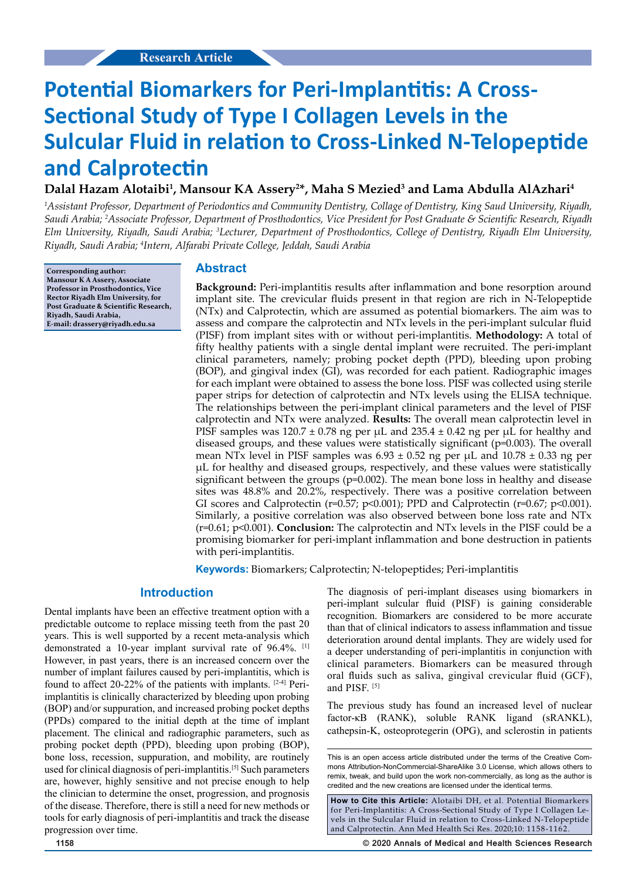Research Article

# Potential Biomarkers for Peri-Implantitis: A Cross-Sectional Study of Type I Collagen Levels in the Sulcular Fluid in relation to Cross-Linked N-Telopeptide and Calprotectin

**Dalal Hazam Alotaibi[1], Mansour KA Assery[2*], Maha S Mezied[3] and Lama Abdulla AlAzhari[4]**

*[1]Assistant Professor, Department of Periodontics and Community Dentistry, Collage of Dentistry, King Saud University, Riyadh, Saudi Arabia; [2]Associate Professor, Department of Prosthodontics, Vice President for Post Graduate & Scientific Research, Riyadh Elm University, Riyadh, Saudi Arabia; [3]Lecturer, Department of Prosthodontics, College of Dentistry, Riyadh Elm University, Riyadh, Saudi Arabia; [4]Intern, Alfarabi Private College, Jeddah, Saudi Arabia*

**Corresponding author: Mansour K A Assery, Associate Professor in Prosthodontics, Vice Rector Riyadh Elm University, for Post Graduate & Scientific Research, Riyadh, Saudi Arabia, E-mail: drassery@riyadh.edu.sa**

## Abstract

**Background:** Peri-implantitis results after inflammation and bone resorption around implant site. The crevicular fluids present in that region are rich in N-Telopeptide (NTx) and Calprotectin, which are assumed as potential biomarkers. The aim was to assess and compare the calprotectin and NTx levels in the peri-implant sulcular fluid (PISF) from implant sites with or without peri-implantitis. **Methodology:** A total of fifty healthy patients with a single dental implant were recruited. The peri-implant clinical parameters, namely; probing pocket depth (PPD), bleeding upon probing (BOP), and gingival index (GI), was recorded for each patient. Radiographic images for each implant were obtained to assess the bone loss. PISF was collected using sterile paper strips for detection of calprotectin and NTx levels using the ELISA technique. The relationships between the peri-implant clinical parameters and the level of PISF calprotectin and NTx were analyzed. **Results:** The overall mean calprotectin level in PISF samples was 120.7 ± 0.78 ng per µL and 235.4 ± 0.42 ng per µL for healthy and diseased groups, and these values were statistically significant (p=0.003). The overall mean NTx level in PISF samples was 6.93 ± 0.52 ng per µL and 10.78 ± 0.33 ng per µL for healthy and diseased groups, respectively, and these values were statistically significant between the groups (p=0.002). The mean bone loss in healthy and disease sites was 48.8% and 20.2%, respectively. There was a positive correlation between GI scores and Calprotectin (r=0.57; p<0.001); PPD and Calprotectin (r=0.67; p<0.001). Similarly, a positive correlation was also observed between bone loss rate and NTx (r=0.61; p<0.001). **Conclusion:** The calprotectin and NTx levels in the PISF could be a promising biomarker for peri-implant inflammation and bone destruction in patients with peri-implantitis.

**Keywords:** Biomarkers; Calprotectin; N-telopeptides; Peri-implantitis

## Introduction

Dental implants have been an effective treatment option with a predictable outcome to replace missing teeth from the past 20 years. This is well supported by a recent meta-analysis which demonstrated a 10-year implant survival rate of 96.4%. [1] However, in past years, there is an increased concern over the number of implant failures caused by peri-implantitis, which is found to affect 20-22% of the patients with implants. [2-4] Peri-implantitis is clinically characterized by bleeding upon probing (BOP) and/or suppuration, and increased probing pocket depths (PPDs) compared to the initial depth at the time of implant placement. The clinical and radiographic parameters, such as probing pocket depth (PPD), bleeding upon probing (BOP), bone loss, recession, suppuration, and mobility, are routinely used for clinical diagnosis of peri-implantitis.[5] Such parameters are, however, highly sensitive and not precise enough to help the clinician to determine the onset, progression, and prognosis of the disease. Therefore, there is still a need for new methods or tools for early diagnosis of peri-implantitis and track the disease progression over time.

The diagnosis of peri-implant diseases using biomarkers in peri-implant sulcular fluid (PISF) is gaining considerable recognition. Biomarkers are considered to be more accurate than that of clinical indicators to assess inflammation and tissue deterioration around dental implants. They are widely used for a deeper understanding of peri-implantitis in conjunction with clinical parameters. Biomarkers can be measured through oral fluids such as saliva, gingival crevicular fluid (GCF), and PISF. [5]

The previous study has found an increased level of nuclear factor-κB (RANK), soluble RANK ligand (sRANKL), cathepsin-K, osteoprotegerin (OPG), and sclerostin in patients

This is an open access article distributed under the terms of the Creative Commons Attribution-NonCommercial-ShareAlike 3.0 License, which allows others to remix, tweak, and build upon the work non-commercially, as long as the author is credited and the new creations are licensed under the identical terms.

**How to Cite this Article:** Alotaibi DH, et al. Potential Biomarkers for Peri-Implantitis: A Cross-Sectional Study of Type I Collagen Levels in the Sulcular Fluid in relation to Cross-Linked N-Telopeptide and Calprotectin. Ann Med Health Sci Res. 2020;10: 1158-1162.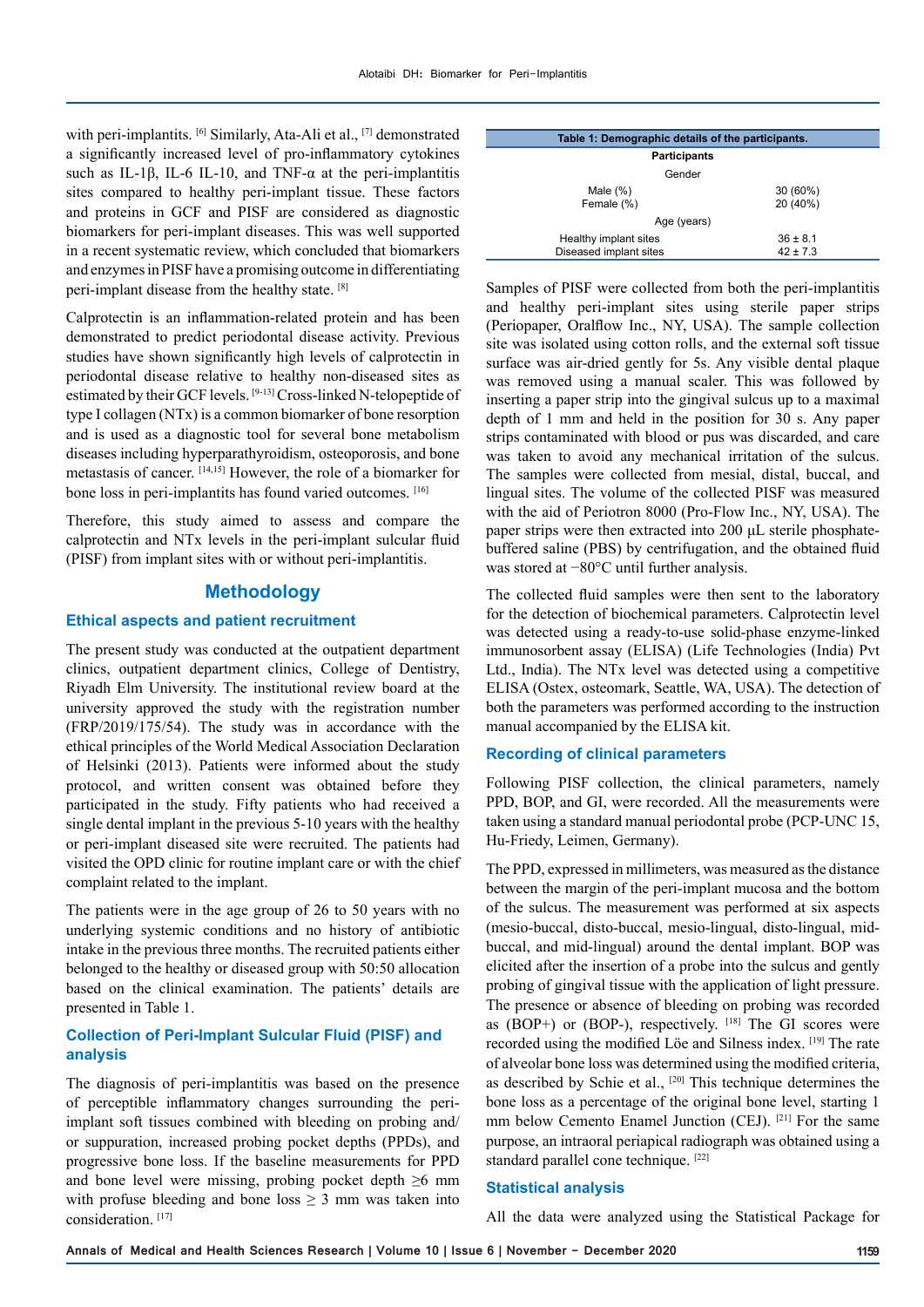with peri-implantits.[6] Similarly, Ata-Ali et al.,[7] demonstrated a significantly increased level of pro-inflammatory cytokines such as IL-1β, IL-6 IL-10, and TNF-α at the peri-implantitis sites compared to healthy peri-implant tissue. These factors and proteins in GCF and PISF are considered as diagnostic biomarkers for peri-implant diseases. This was well supported in a recent systematic review, which concluded that biomarkers and enzymes in PISF have a promising outcome in differentiating peri-implant disease from the healthy state.[8]

Calprotectin is an inflammation-related protein and has been demonstrated to predict periodontal disease activity. Previous studies have shown significantly high levels of calprotectin in periodontal disease relative to healthy non-diseased sites as estimated by their GCF levels.[9-13] Cross-linked N-telopeptide of type I collagen (NTx) is a common biomarker of bone resorption and is used as a diagnostic tool for several bone metabolism diseases including hyperparathyroidism, osteoporosis, and bone metastasis of cancer.[14,15] However, the role of a biomarker for bone loss in peri-implantitis has found varied outcomes.[16]

Therefore, this study aimed to assess and compare the calprotectin and NTx levels in the peri-implant sulcular fluid (PISF) from implant sites with or without peri-implantitis.

## Methodology

### Ethical aspects and patient recruitment

The present study was conducted at the outpatient department clinics, outpatient department clinics, College of Dentistry, Riyadh Elm University. The institutional review board at the university approved the study with the registration number (FRP/2019/175/54). The study was in accordance with the ethical principles of the World Medical Association Declaration of Helsinki (2013). Patients were informed about the study protocol, and written consent was obtained before they participated in the study. Fifty patients who had received a single dental implant in the previous 5-10 years with the healthy or peri-implant diseased site were recruited. The patients had visited the OPD clinic for routine implant care or with the chief complaint related to the implant.

The patients were in the age group of 26 to 50 years with no underlying systemic conditions and no history of antibiotic intake in the previous three months. The recruited patients either belonged to the healthy or diseased group with 50:50 allocation based on the clinical examination. The patients' details are presented in Table 1.

**Table 1: Demographic details of the participants.**

| Participants | |
|---|---|
| Gender | |
| Male (%) | 30 (60%) |
| Female (%) | 20 (40%) |
| Age (years) | |
| Healthy implant sites | 36 ± 8.1 |
| Diseased implant sites | 42 ± 7.3 |

### Collection of Peri-Implant Sulcular Fluid (PISF) and analysis

The diagnosis of peri-implantitis was based on the presence of perceptible inflammatory changes surrounding the peri-implant soft tissues combined with bleeding on probing and/or suppuration, increased probing pocket depths (PPDs), and progressive bone loss. If the baseline measurements for PPD and bone level were missing, probing pocket depth ≥6 mm with profuse bleeding and bone loss ≥ 3 mm was taken into consideration.[17]

Samples of PISF were collected from both the peri-implantitis and healthy peri-implant sites using sterile paper strips (Periopaper, Oralflow Inc., NY, USA). The sample collection site was isolated using cotton rolls, and the external soft tissue surface was air-dried gently for 5s. Any visible dental plaque was removed using a manual scaler. This was followed by inserting a paper strip into the gingival sulcus up to a maximal depth of 1 mm and held in the position for 30 s. Any paper strips contaminated with blood or pus was discarded, and care was taken to avoid any mechanical irritation of the sulcus. The samples were collected from mesial, distal, buccal, and lingual sites. The volume of the collected PISF was measured with the aid of Periotron 8000 (Pro-Flow Inc., NY, USA). The paper strips were then extracted into 200 μL sterile phosphate-buffered saline (PBS) by centrifugation, and the obtained fluid was stored at −80°C until further analysis.

The collected fluid samples were then sent to the laboratory for the detection of biochemical parameters. Calprotectin level was detected using a ready-to-use solid-phase enzyme-linked immunosorbent assay (ELISA) (Life Technologies (India) Pvt Ltd., India). The NTx level was detected using a competitive ELISA (Ostex, osteomark, Seattle, WA, USA). The detection of both the parameters was performed according to the instruction manual accompanied by the ELISA kit.

### Recording of clinical parameters

Following PISF collection, the clinical parameters, namely PPD, BOP, and GI, were recorded. All the measurements were taken using a standard manual periodontal probe (PCP-UNC 15, Hu-Friedy, Leimen, Germany).

The PPD, expressed in millimeters, was measured as the distance between the margin of the peri-implant mucosa and the bottom of the sulcus. The measurement was performed at six aspects (mesio-buccal, disto-buccal, mesio-lingual, disto-lingual, mid-buccal, and mid-lingual) around the dental implant. BOP was elicited after the insertion of a probe into the sulcus and gently probing of gingival tissue with the application of light pressure. The presence or absence of bleeding on probing was recorded as (BOP+) or (BOP-), respectively.[18] The GI scores were recorded using the modified Löe and Silness index.[19] The rate of alveolar bone loss was determined using the modified criteria, as described by Schie et al.,[20] This technique determines the bone loss as a percentage of the original bone level, starting 1 mm below Cemento Enamel Junction (CEJ).[21] For the same purpose, an intraoral periapical radiograph was obtained using a standard parallel cone technique.[22]

### Statistical analysis

All the data were analyzed using the Statistical Package for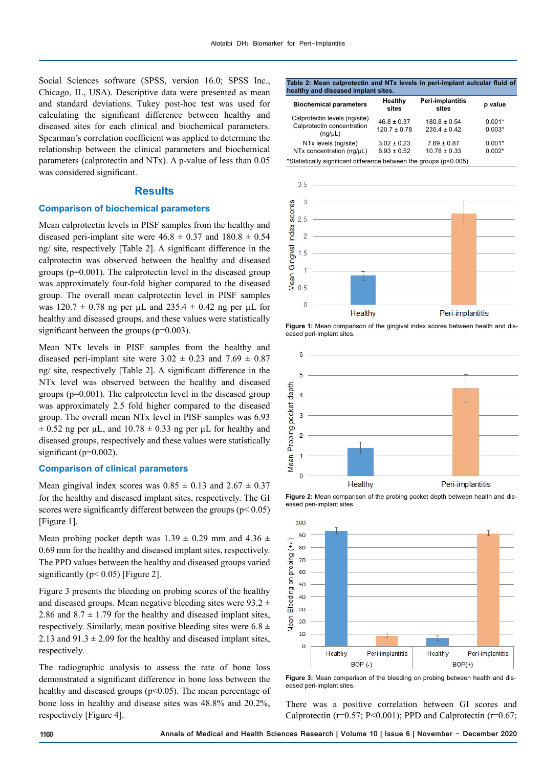Social Sciences software (SPSS, version 16.0; SPSS Inc., Chicago, IL, USA). Descriptive data were presented as mean and standard deviations. Tukey post-hoc test was used for calculating the significant difference between healthy and diseased sites for each clinical and biochemical parameters. Spearman's correlation coefficient was applied to determine the relationship between the clinical parameters and biochemical parameters (calprotectin and NTx). A p-value of less than 0.05 was considered significant.

## Results

### Comparison of biochemical parameters

Mean calprotectin levels in PISF samples from the healthy and diseased peri-implant site were 46.8 ± 0.37 and 180.8 ± 0.54 ng/ site, respectively [Table 2]. A significant difference in the calprotectin was observed between the healthy and diseased groups (p=0.001). The calprotectin level in the diseased group was approximately four-fold higher compared to the diseased group. The overall mean calprotectin level in PISF samples was 120.7 ± 0.78 ng per µL and 235.4 ± 0.42 ng per µL for healthy and diseased groups, and these values were statistically significant between the groups (p=0.003).

Mean NTx levels in PISF samples from the healthy and diseased peri-implant site were 3.02 ± 0.23 and 7.69 ± 0.87 ng/ site, respectively [Table 2]. A significant difference in the NTx level was observed between the healthy and diseased groups (p=0.001). The calprotectin level in the diseased group was approximately 2.5 fold higher compared to the diseased group. The overall mean NTx level in PISF samples was 6.93 ± 0.52 ng per µL, and 10.78 ± 0.33 ng per µL for healthy and diseased groups, respectively and these values were statistically significant (p=0.002).

### Comparison of clinical parameters

Mean gingival index scores was 0.85 ± 0.13 and 2.67 ± 0.37 for the healthy and diseased implant sites, respectively. The GI scores were significantly different between the groups (p< 0.05) [Figure 1].

Mean probing pocket depth was 1.39 ± 0.29 mm and 4.36 ± 0.69 mm for the healthy and diseased implant sites, respectively. The PPD values between the healthy and diseased groups varied significantly (p< 0.05) [Figure 2].

Figure 3 presents the bleeding on probing scores of the healthy and diseased groups. Mean negative bleeding sites were 93.2 ± 2.86 and 8.7 ± 1.79 for the healthy and diseased implant sites, respectively. Similarly, mean positive bleeding sites were 6.8 ± 2.13 and 91.3 ± 2.09 for the healthy and diseased implant sites, respectively.

The radiographic analysis to assess the rate of bone loss demonstrated a significant difference in bone loss between the healthy and diseased groups (p<0.05). The mean percentage of bone loss in healthy and disease sites was 48.8% and 20.2%, respectively [Figure 4].

**Table 2: Mean calprotectin and NTx levels in peri-implant sulcular fluid of healthy and diseased implant sites.**

| Biochemical parameters | Healthy sites | Peri-implantitis sites | p value |
|---|---|---|---|
| Calprotectin levels (ng/site) | 46.8 ± 0.37 | 180.8 ± 0.54 | 0.001* |
| Calprotectin concentration (ng/µL) | 120.7 ± 0.78 | 235.4 ± 0.42 | 0.003* |
| NTx levels (ng/site) | 3.02 ± 0.23 | 7.69 ± 0.87 | 0.001* |
| NTx concentration (ng/µL) | 6.93 ± 0.52 | 10.78 ± 0.33 | 0.002* |

*Statistically significant difference between the groups (p<0.005)

**Figure 1:** Mean comparison of the gingival index scores between health and diseased peri-implant sites.

**Figure 2:** Mean comparison of the probing pocket depth between health and diseased peri-implant sites.

**Figure 3:** Mean comparison of the bleeding on probing between health and diseased peri-implant sites.

There was a positive correlation between GI scores and Calprotectin (r=0.57; P<0.001); PPD and Calprotectin (r=0.67;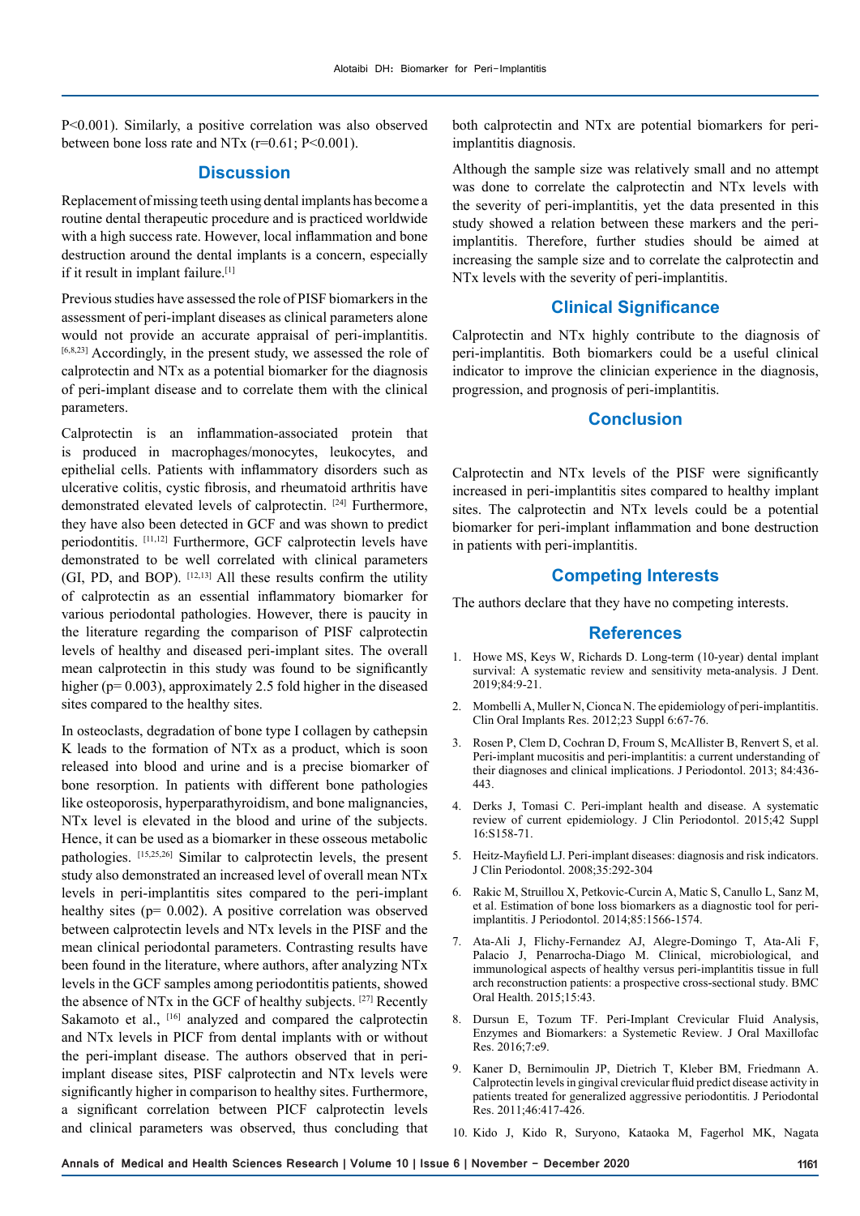P<0.001). Similarly, a positive correlation was also observed between bone loss rate and NTx (r=0.61; P<0.001).

## Discussion

Replacement of missing teeth using dental implants has become a routine dental therapeutic procedure and is practiced worldwide with a high success rate. However, local inflammation and bone destruction around the dental implants is a concern, especially if it result in implant failure.[1]

Previous studies have assessed the role of PISF biomarkers in the assessment of peri-implant diseases as clinical parameters alone would not provide an accurate appraisal of peri-implantitis.[6,8,23] Accordingly, in the present study, we assessed the role of calprotectin and NTx as a potential biomarker for the diagnosis of peri-implant disease and to correlate them with the clinical parameters.

Calprotectin is an inflammation-associated protein that is produced in macrophages/monocytes, leukocytes, and epithelial cells. Patients with inflammatory disorders such as ulcerative colitis, cystic fibrosis, and rheumatoid arthritis have demonstrated elevated levels of calprotectin.[24] Furthermore, they have also been detected in GCF and was shown to predict periodontitis.[11,12] Furthermore, GCF calprotectin levels have demonstrated to be well correlated with clinical parameters (GI, PD, and BOP).[12,13] All these results confirm the utility of calprotectin as an essential inflammatory biomarker for various periodontal pathologies. However, there is paucity in the literature regarding the comparison of PISF calprotectin levels of healthy and diseased peri-implant sites. The overall mean calprotectin in this study was found to be significantly higher (p= 0.003), approximately 2.5 fold higher in the diseased sites compared to the healthy sites.

In osteoclasts, degradation of bone type I collagen by cathepsin K leads to the formation of NTx as a product, which is soon released into blood and urine and is a precise biomarker of bone resorption. In patients with different bone pathologies like osteoporosis, hyperparathyroidism, and bone malignancies, NTx level is elevated in the blood and urine of the subjects. Hence, it can be used as a biomarker in these osseous metabolic pathologies.[15,25,26] Similar to calprotectin levels, the present study also demonstrated an increased level of overall mean NTx levels in peri-implantitis sites compared to the peri-implant healthy sites (p= 0.002). A positive correlation was observed between calprotectin levels and NTx levels in the PISF and the mean clinical periodontal parameters. Contrasting results have been found in the literature, where authors, after analyzing NTx levels in the GCF samples among periodontitis patients, showed the absence of NTx in the GCF of healthy subjects.[27] Recently Sakamoto et al.,[16] analyzed and compared the calprotectin and NTx levels in PICF from dental implants with or without the peri-implant disease. The authors observed that in peri-implant disease sites, PISF calprotectin and NTx levels were significantly higher in comparison to healthy sites. Furthermore, a significant correlation between PICF calprotectin levels and clinical parameters was observed, thus concluding that both calprotectin and NTx are potential biomarkers for peri-implantitis diagnosis.

Although the sample size was relatively small and no attempt was done to correlate the calprotectin and NTx levels with the severity of peri-implantitis, yet the data presented in this study showed a relation between these markers and the peri-implantitis. Therefore, further studies should be aimed at increasing the sample size and to correlate the calprotectin and NTx levels with the severity of peri-implantitis.

## Clinical Significance

Calprotectin and NTx highly contribute to the diagnosis of peri-implantitis. Both biomarkers could be a useful clinical indicator to improve the clinician experience in the diagnosis, progression, and prognosis of peri-implantitis.

## Conclusion

Calprotectin and NTx levels of the PISF were significantly increased in peri-implantitis sites compared to healthy implant sites. The calprotectin and NTx levels could be a potential biomarker for peri-implant inflammation and bone destruction in patients with peri-implantitis.

## Competing Interests

The authors declare that they have no competing interests.

## References

1. Howe MS, Keys W, Richards D. Long-term (10-year) dental implant survival: A systematic review and sensitivity meta-analysis. J Dent. 2019;84:9-21.
2. Mombelli A, Muller N, Cionca N. The epidemiology of peri-implantitis. Clin Oral Implants Res. 2012;23 Suppl 6:67-76.
3. Rosen P, Clem D, Cochran D, Froum S, McAllister B, Renvert S, et al. Peri-implant mucositis and peri-implantitis: a current understanding of their diagnoses and clinical implications. J Periodontol. 2013; 84:436-443.
4. Derks J, Tomasi C. Peri-implant health and disease. A systematic review of current epidemiology. J Clin Periodontol. 2015;42 Suppl 16:S158-71.
5. Heitz-Mayfield LJ. Peri-implant diseases: diagnosis and risk indicators. J Clin Periodontol. 2008;35:292-304
6. Rakic M, Struillou X, Petkovic-Curcin A, Matic S, Canullo L, Sanz M, et al. Estimation of bone loss biomarkers as a diagnostic tool for peri-implantitis. J Periodontol. 2014;85:1566-1574.
7. Ata-Ali J, Flichy-Fernandez AJ, Alegre-Domingo T, Ata-Ali F, Palacio J, Penarrocha-Diago M. Clinical, microbiological, and immunological aspects of healthy versus peri-implantitis tissue in full arch reconstruction patients: a prospective cross-sectional study. BMC Oral Health. 2015;15:43.
8. Dursun E, Tozum TF. Peri-Implant Crevicular Fluid Analysis, Enzymes and Biomarkers: a Systemetic Review. J Oral Maxillofac Res. 2016;7:e9.
9. Kaner D, Bernimoulin JP, Dietrich T, Kleber BM, Friedmann A. Calprotectin levels in gingival crevicular fluid predict disease activity in patients treated for generalized aggressive periodontitis. J Periodontal Res. 2011;46:417-426.
10. Kido J, Kido R, Suryono, Kataoka M, Fagerhol MK, Nagata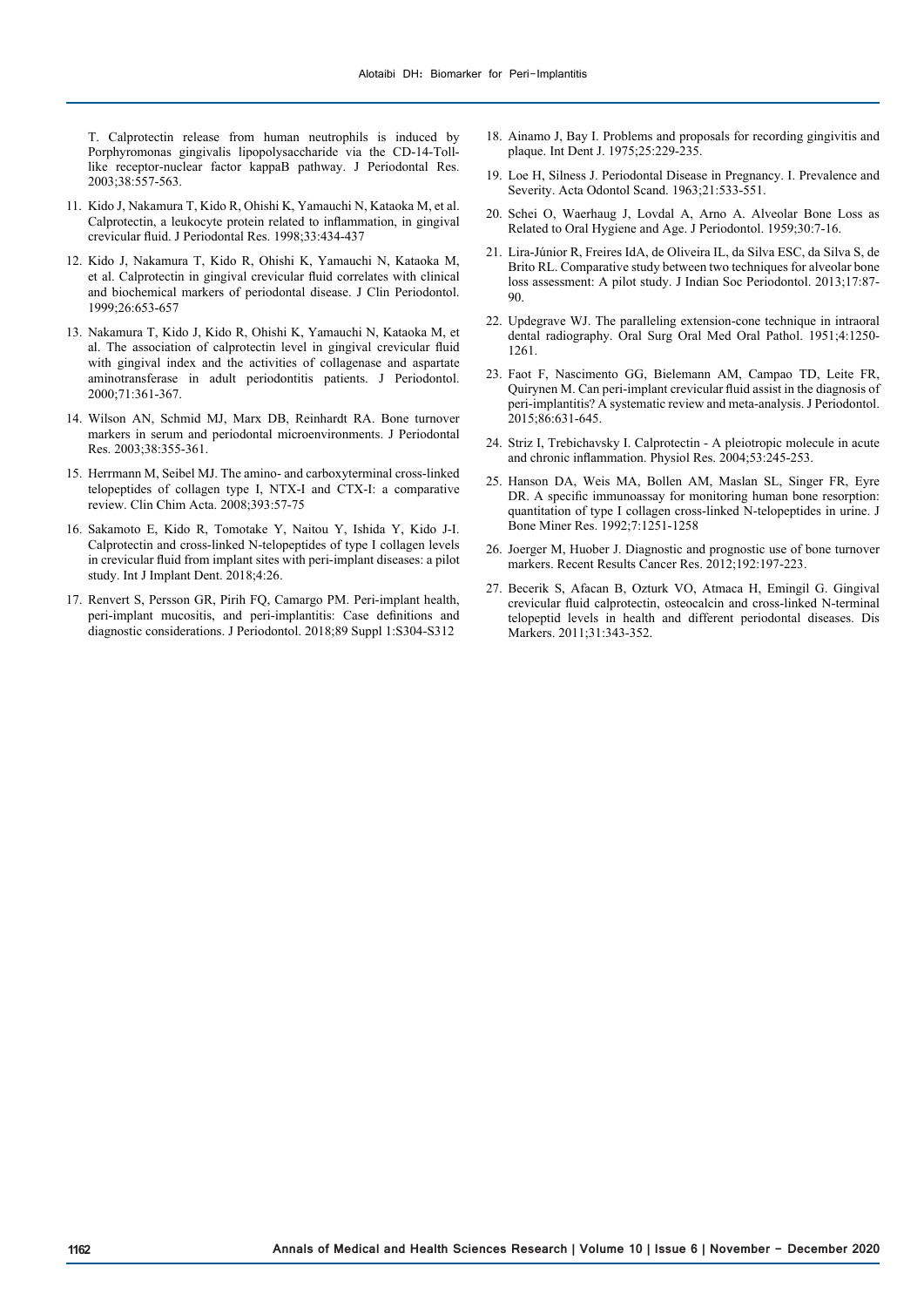T. Calprotectin release from human neutrophils is induced by Porphyromonas gingivalis lipopolysaccharide via the CD-14-Toll-like receptor-nuclear factor kappaB pathway. J Periodontal Res. 2003;38:557-563.

11. Kido J, Nakamura T, Kido R, Ohishi K, Yamauchi N, Kataoka M, et al. Calprotectin, a leukocyte protein related to inflammation, in gingival crevicular fluid. J Periodontal Res. 1998;33:434-437

12. Kido J, Nakamura T, Kido R, Ohishi K, Yamauchi N, Kataoka M, et al. Calprotectin in gingival crevicular fluid correlates with clinical and biochemical markers of periodontal disease. J Clin Periodontol. 1999;26:653-657

13. Nakamura T, Kido J, Kido R, Ohishi K, Yamauchi N, Kataoka M, et al. The association of calprotectin level in gingival crevicular fluid with gingival index and the activities of collagenase and aspartate aminotransferase in adult periodontitis patients. J Periodontol. 2000;71:361-367.

14. Wilson AN, Schmid MJ, Marx DB, Reinhardt RA. Bone turnover markers in serum and periodontal microenvironments. J Periodontal Res. 2003;38:355-361.

15. Herrmann M, Seibel MJ. The amino- and carboxyterminal cross-linked telopeptides of collagen type I, NTX-I and CTX-I: a comparative review. Clin Chim Acta. 2008;393:57-75

16. Sakamoto E, Kido R, Tomotake Y, Naitou Y, Ishida Y, Kido J-I. Calprotectin and cross-linked N-telopeptides of type I collagen levels in crevicular fluid from implant sites with peri-implant diseases: a pilot study. Int J Implant Dent. 2018;4:26.

17. Renvert S, Persson GR, Pirih FQ, Camargo PM. Peri-implant health, peri-implant mucositis, and peri-implantitis: Case definitions and diagnostic considerations. J Periodontol. 2018;89 Suppl 1:S304-S312

18. Ainamo J, Bay I. Problems and proposals for recording gingivitis and plaque. Int Dent J. 1975;25:229-235.

19. Loe H, Silness J. Periodontal Disease in Pregnancy. I. Prevalence and Severity. Acta Odontol Scand. 1963;21:533-551.

20. Schei O, Waerhaug J, Lovdal A, Arno A. Alveolar Bone Loss as Related to Oral Hygiene and Age. J Periodontol. 1959;30:7-16.

21. Lira-Júnior R, Freires IdA, de Oliveira IL, da Silva ESC, da Silva S, de Brito RL. Comparative study between two techniques for alveolar bone loss assessment: A pilot study. J Indian Soc Periodontol. 2013;17:87-90.

22. Updegrave WJ. The paralleling extension-cone technique in intraoral dental radiography. Oral Surg Oral Med Oral Pathol. 1951;4:1250-1261.

23. Faot F, Nascimento GG, Bielemann AM, Campao TD, Leite FR, Quirynen M. Can peri-implant crevicular fluid assist in the diagnosis of peri-implantitis? A systematic review and meta-analysis. J Periodontol. 2015;86:631-645.

24. Striz I, Trebichavsky I. Calprotectin - A pleiotropic molecule in acute and chronic inflammation. Physiol Res. 2004;53:245-253.

25. Hanson DA, Weis MA, Bollen AM, Maslan SL, Singer FR, Eyre DR. A specific immunoassay for monitoring human bone resorption: quantitation of type I collagen cross-linked N-telopeptides in urine. J Bone Miner Res. 1992;7:1251-1258

26. Joerger M, Huober J. Diagnostic and prognostic use of bone turnover markers. Recent Results Cancer Res. 2012;192:197-223.

27. Becerik S, Afacan B, Ozturk VO, Atmaca H, Emingil G. Gingival crevicular fluid calprotectin, osteocalcin and cross-linked N-terminal telopeptid levels in health and different periodontal diseases. Dis Markers. 2011;31:343-352.